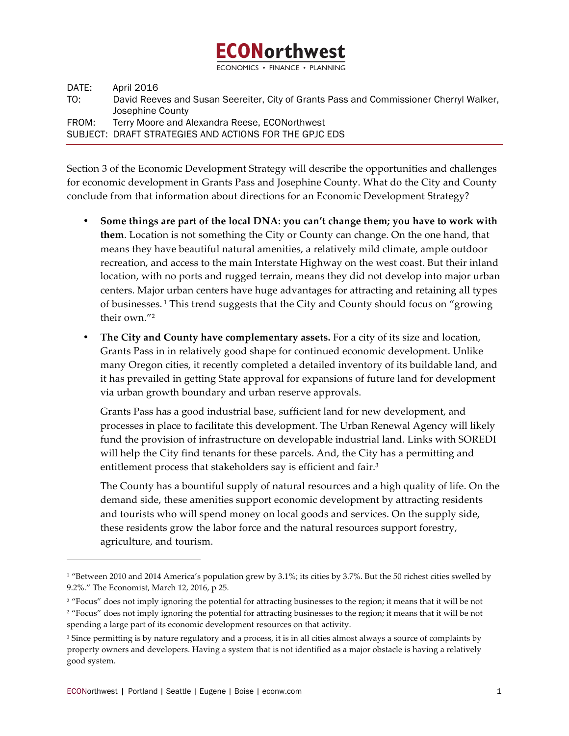# ECONorthwest

ECONOMICS • FINANCE • PLANNING

DATE: April 2016
TO: David Reeves and Susan Seereiter, City of Grants Pass and Commissioner Cherryl Walker, Josephine County
FROM: Terry Moore and Alexandra Reese, ECONorthwest
SUBJECT: DRAFT STRATEGIES AND ACTIONS FOR THE GPJC EDS

Section 3 of the Economic Development Strategy will describe the opportunities and challenges for economic development in Grants Pass and Josephine County. What do the City and County conclude from that information about directions for an Economic Development Strategy?

- **Some things are part of the local DNA: you can't change them; you have to work with them**. Location is not something the City or County can change. On the one hand, that means they have beautiful natural amenities, a relatively mild climate, ample outdoor recreation, and access to the main Interstate Highway on the west coast. But their inland location, with no ports and rugged terrain, means they did not develop into major urban centers. Major urban centers have huge advantages for attracting and retaining all types of businesses. [1] This trend suggests that the City and County should focus on "growing their own."[2]

- **The City and County have complementary assets.** For a city of its size and location, Grants Pass in in relatively good shape for continued economic development. Unlike many Oregon cities, it recently completed a detailed inventory of its buildable land, and it has prevailed in getting State approval for expansions of future land for development via urban growth boundary and urban reserve approvals.

  Grants Pass has a good industrial base, sufficient land for new development, and processes in place to facilitate this development. The Urban Renewal Agency will likely fund the provision of infrastructure on developable industrial land. Links with SOREDI will help the City find tenants for these parcels. And, the City has a permitting and entitlement process that stakeholders say is efficient and fair.[3]

  The County has a bountiful supply of natural resources and a high quality of life. On the demand side, these amenities support economic development by attracting residents and tourists who will spend money on local goods and services. On the supply side, these residents grow the labor force and the natural resources support forestry, agriculture, and tourism.

---

[1] "Between 2010 and 2014 America's population grew by 3.1%; its cities by 3.7%. But the 50 richest cities swelled by 9.2%." The Economist, March 12, 2016, p 25.

[2] "Focus" does not imply ignoring the potential for attracting businesses to the region; it means that it will be not

[2] "Focus" does not imply ignoring the potential for attracting businesses to the region; it means that it will be not spending a large part of its economic development resources on that activity.

[3] Since permitting is by nature regulatory and a process, it is in all cities almost always a source of complaints by property owners and developers. Having a system that is not identified as a major obstacle is having a relatively good system.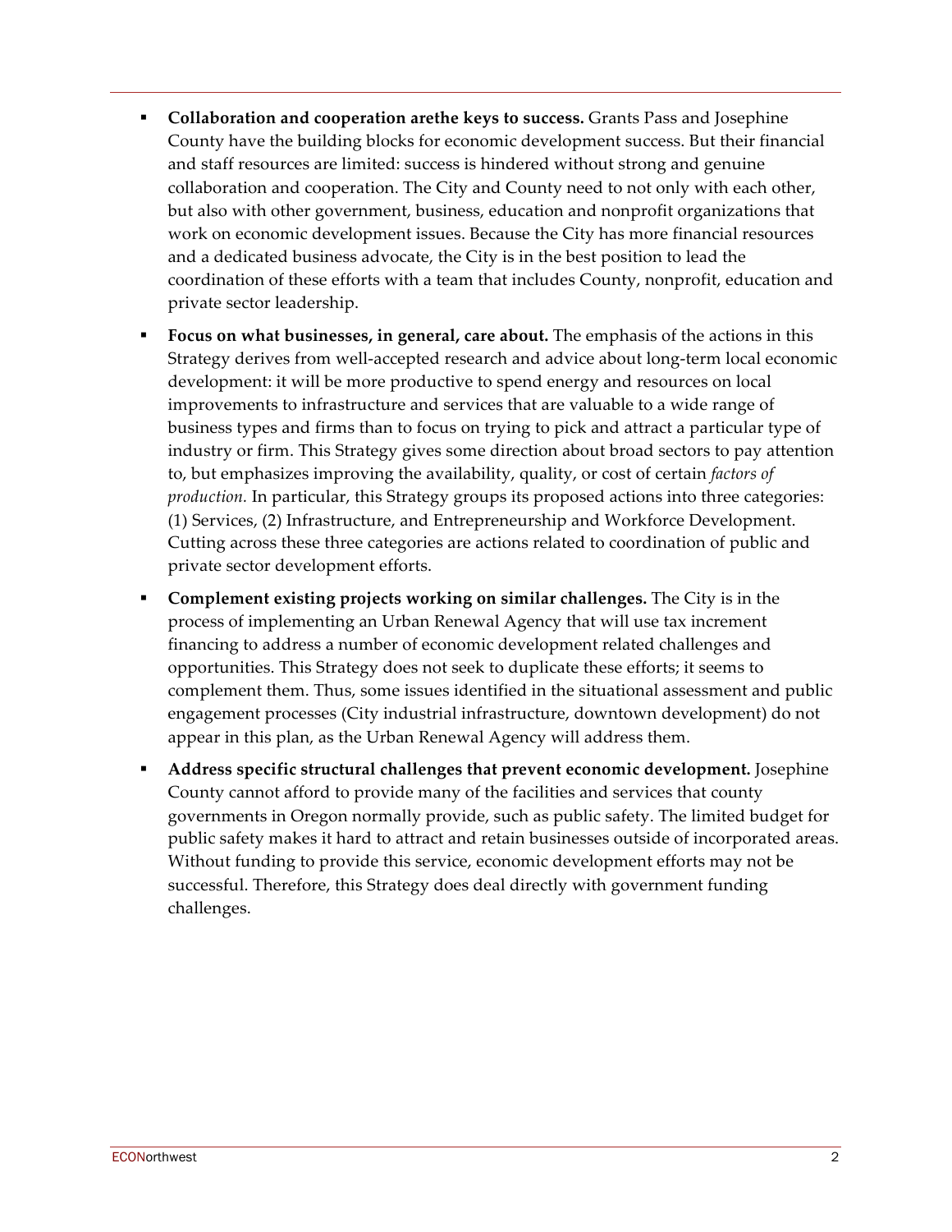- **Collaboration and cooperation arethe keys to success.** Grants Pass and Josephine County have the building blocks for economic development success. But their financial and staff resources are limited: success is hindered without strong and genuine collaboration and cooperation. The City and County need to not only with each other, but also with other government, business, education and nonprofit organizations that work on economic development issues. Because the City has more financial resources and a dedicated business advocate, the City is in the best position to lead the coordination of these efforts with a team that includes County, nonprofit, education and private sector leadership.

- **Focus on what businesses, in general, care about.** The emphasis of the actions in this Strategy derives from well-accepted research and advice about long-term local economic development: it will be more productive to spend energy and resources on local improvements to infrastructure and services that are valuable to a wide range of business types and firms than to focus on trying to pick and attract a particular type of industry or firm. This Strategy gives some direction about broad sectors to pay attention to, but emphasizes improving the availability, quality, or cost of certain *factors of production.* In particular, this Strategy groups its proposed actions into three categories: (1) Services, (2) Infrastructure, and Entrepreneurship and Workforce Development. Cutting across these three categories are actions related to coordination of public and private sector development efforts.

- **Complement existing projects working on similar challenges.** The City is in the process of implementing an Urban Renewal Agency that will use tax increment financing to address a number of economic development related challenges and opportunities. This Strategy does not seek to duplicate these efforts; it seems to complement them. Thus, some issues identified in the situational assessment and public engagement processes (City industrial infrastructure, downtown development) do not appear in this plan, as the Urban Renewal Agency will address them.

- **Address specific structural challenges that prevent economic development.** Josephine County cannot afford to provide many of the facilities and services that county governments in Oregon normally provide, such as public safety. The limited budget for public safety makes it hard to attract and retain businesses outside of incorporated areas. Without funding to provide this service, economic development efforts may not be successful. Therefore, this Strategy does deal directly with government funding challenges.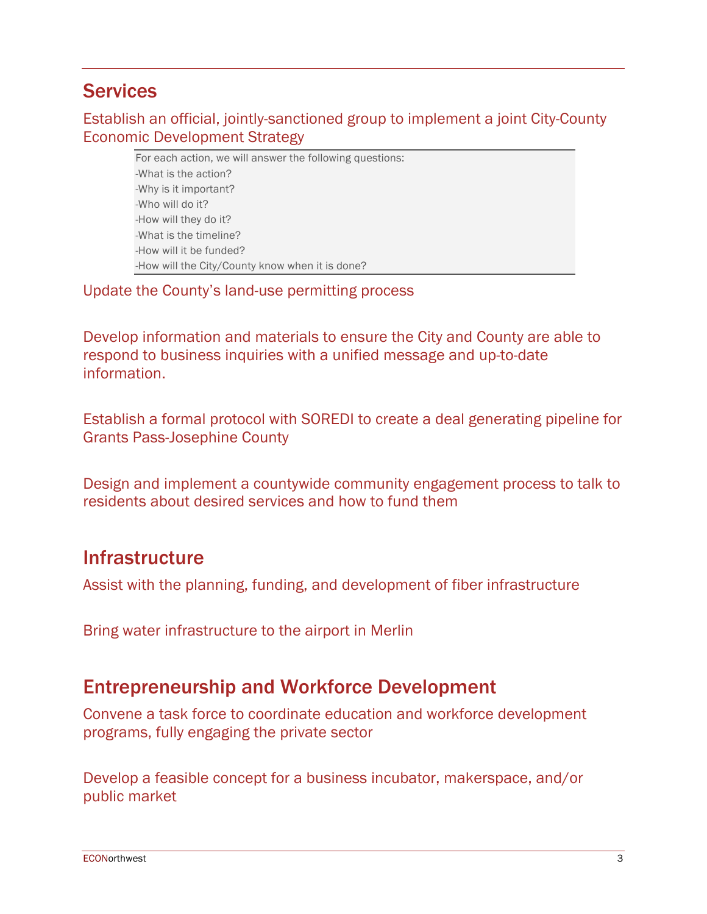## Services

### Establish an official, jointly-sanctioned group to implement a joint City-County Economic Development Strategy

| |
|---|
| For each action, we will answer the following questions: |
| -What is the action? |
| -Why is it important? |
| -Who will do it? |
| -How will they do it? |
| -What is the timeline? |
| -How will it be funded? |
| -How will the City/County know when it is done? |

### Update the County's land-use permitting process

### Develop information and materials to ensure the City and County are able to respond to business inquiries with a unified message and up-to-date information.

### Establish a formal protocol with SOREDI to create a deal generating pipeline for Grants Pass-Josephine County

### Design and implement a countywide community engagement process to talk to residents about desired services and how to fund them

## Infrastructure

### Assist with the planning, funding, and development of fiber infrastructure

### Bring water infrastructure to the airport in Merlin

## Entrepreneurship and Workforce Development

### Convene a task force to coordinate education and workforce development programs, fully engaging the private sector

### Develop a feasible concept for a business incubator, makerspace, and/or public market